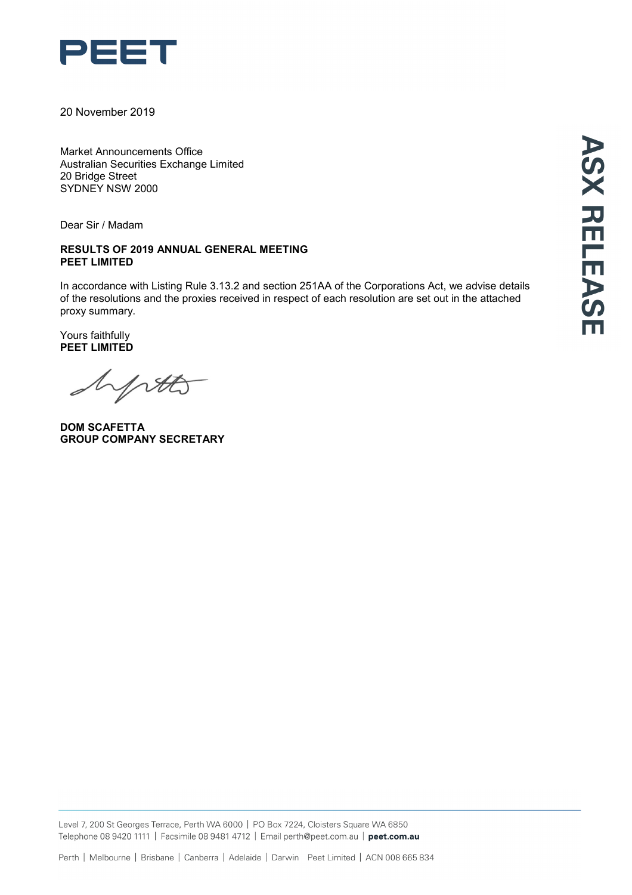PEET

20 November 2019

Market Announcements Office
Australian Securities Exchange Limited
20 Bridge Street
SYDNEY NSW 2000

ASX RELEASE

Dear Sir / Madam

**RESULTS OF 2019 ANNUAL GENERAL MEETING**
**PEET LIMITED**

In accordance with Listing Rule 3.13.2 and section 251AA of the Corporations Act, we advise details of the resolutions and the proxies received in respect of each resolution are set out in the attached proxy summary.

Yours faithfully
**PEET LIMITED**

**DOM SCAFETTA**
**GROUP COMPANY SECRETARY**

Level 7, 200 St Georges Terrace, Perth WA 6000 | PO Box 7224, Cloisters Square WA 6850
Telephone 08 9420 1111 | Facsimile 08 9481 4712 | Email perth@peet.com.au | **peet.com.au**

Perth | Melbourne | Brisbane | Canberra | Adelaide | Darwin Peet Limited | ACN 008 665 834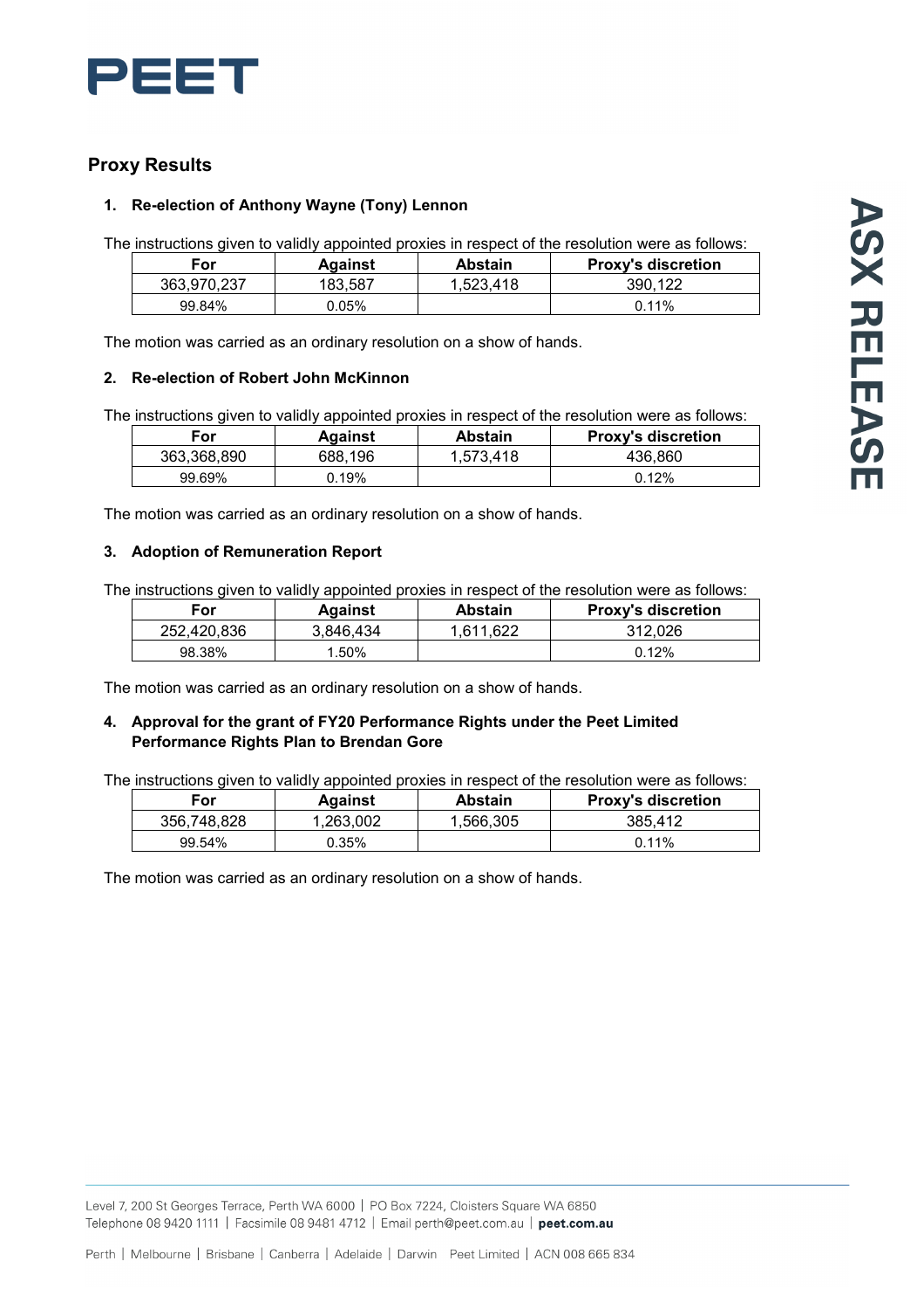PEET

## Proxy Results

### 1. Re-election of Anthony Wayne (Tony) Lennon

The instructions given to validly appointed proxies in respect of the resolution were as follows:

| For | Against | Abstain | Proxy's discretion |
|---|---|---|---|
| 363,970,237 | 183,587 | 1,523,418 | 390,122 |
| 99.84% | 0.05% | | 0.11% |

The motion was carried as an ordinary resolution on a show of hands.

### 2. Re-election of Robert John McKinnon

The instructions given to validly appointed proxies in respect of the resolution were as follows:

| For | Against | Abstain | Proxy's discretion |
|---|---|---|---|
| 363,368,890 | 688,196 | 1,573,418 | 436,860 |
| 99.69% | 0.19% | | 0.12% |

The motion was carried as an ordinary resolution on a show of hands.

### 3. Adoption of Remuneration Report

The instructions given to validly appointed proxies in respect of the resolution were as follows:

| For | Against | Abstain | Proxy's discretion |
|---|---|---|---|
| 252,420,836 | 3,846,434 | 1,611,622 | 312,026 |
| 98.38% | 1.50% | | 0.12% |

The motion was carried as an ordinary resolution on a show of hands.

### 4. Approval for the grant of FY20 Performance Rights under the Peet Limited Performance Rights Plan to Brendan Gore

The instructions given to validly appointed proxies in respect of the resolution were as follows:

| For | Against | Abstain | Proxy's discretion |
|---|---|---|---|
| 356,748,828 | 1,263,002 | 1,566,305 | 385,412 |
| 99.54% | 0.35% | | 0.11% |

The motion was carried as an ordinary resolution on a show of hands.

Level 7, 200 St Georges Terrace, Perth WA 6000 | PO Box 7224, Cloisters Square WA 6850
Telephone 08 9420 1111 | Facsimile 08 9481 4712 | Email perth@peet.com.au | **peet.com.au**

Perth | Melbourne | Brisbane | Canberra | Adelaide | Darwin Peet Limited | ACN 008 665 834